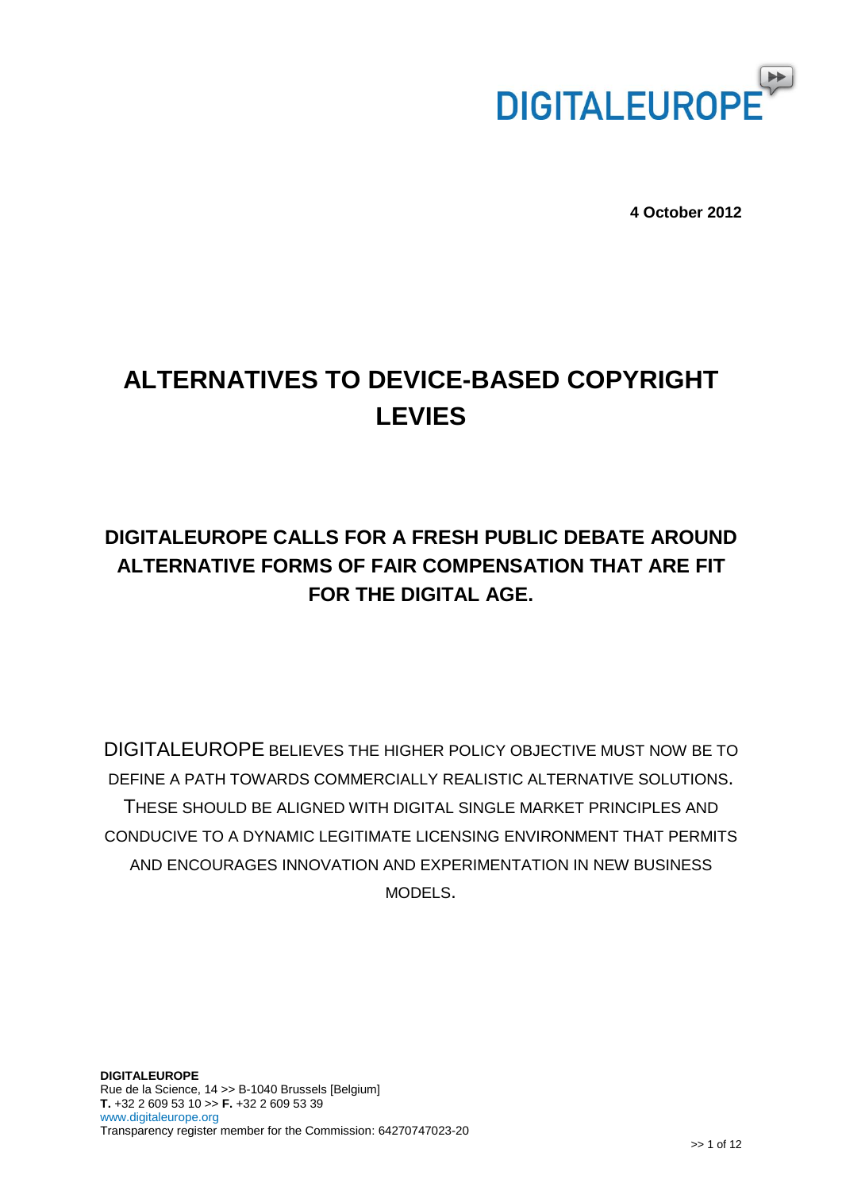DIGITALEUROPE

**4 October 2012**

# ALTERNATIVES TO DEVICE-BASED COPYRIGHT LEVIES

## DIGITALEUROPE CALLS FOR A FRESH PUBLIC DEBATE AROUND ALTERNATIVE FORMS OF FAIR COMPENSATION THAT ARE FIT FOR THE DIGITAL AGE.

DIGITALEUROPE BELIEVES THE HIGHER POLICY OBJECTIVE MUST NOW BE TO DEFINE A PATH TOWARDS COMMERCIALLY REALISTIC ALTERNATIVE SOLUTIONS. THESE SHOULD BE ALIGNED WITH DIGITAL SINGLE MARKET PRINCIPLES AND CONDUCIVE TO A DYNAMIC LEGITIMATE LICENSING ENVIRONMENT THAT PERMITS AND ENCOURAGES INNOVATION AND EXPERIMENTATION IN NEW BUSINESS MODELS.

**DIGITALEUROPE**
Rue de la Science, 14 >> B-1040 Brussels [Belgium]
**T.** +32 2 609 53 10 >> **F.** +32 2 609 53 39
www.digitaleurope.org
Transparency register member for the Commission: 64270747023-20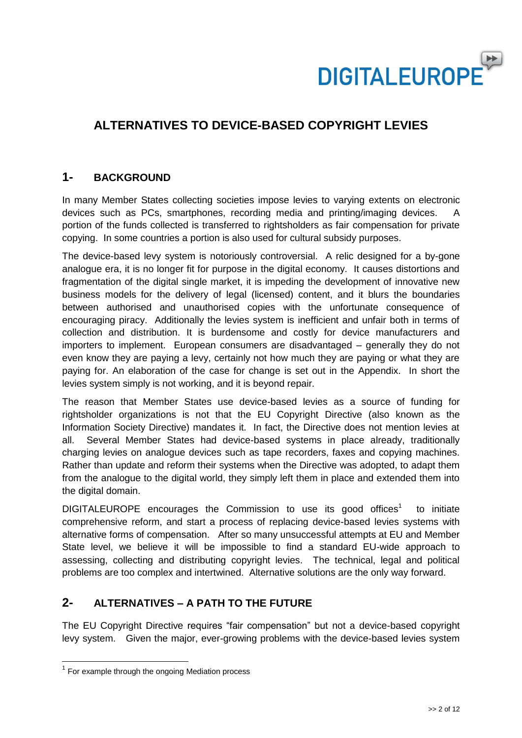# ALTERNATIVES TO DEVICE-BASED COPYRIGHT LEVIES

## 1- BACKGROUND

In many Member States collecting societies impose levies to varying extents on electronic devices such as PCs, smartphones, recording media and printing/imaging devices. A portion of the funds collected is transferred to rightsholders as fair compensation for private copying. In some countries a portion is also used for cultural subsidy purposes.

The device-based levy system is notoriously controversial. A relic designed for a by-gone analogue era, it is no longer fit for purpose in the digital economy. It causes distortions and fragmentation of the digital single market, it is impeding the development of innovative new business models for the delivery of legal (licensed) content, and it blurs the boundaries between authorised and unauthorised copies with the unfortunate consequence of encouraging piracy. Additionally the levies system is inefficient and unfair both in terms of collection and distribution. It is burdensome and costly for device manufacturers and importers to implement. European consumers are disadvantaged – generally they do not even know they are paying a levy, certainly not how much they are paying or what they are paying for. An elaboration of the case for change is set out in the Appendix. In short the levies system simply is not working, and it is beyond repair.

The reason that Member States use device-based levies as a source of funding for rightsholder organizations is not that the EU Copyright Directive (also known as the Information Society Directive) mandates it. In fact, the Directive does not mention levies at all. Several Member States had device-based systems in place already, traditionally charging levies on analogue devices such as tape recorders, faxes and copying machines. Rather than update and reform their systems when the Directive was adopted, to adapt them from the analogue to the digital world, they simply left them in place and extended them into the digital domain.

DIGITALEUROPE encourages the Commission to use its good offices[1] to initiate comprehensive reform, and start a process of replacing device-based levies systems with alternative forms of compensation. After so many unsuccessful attempts at EU and Member State level, we believe it will be impossible to find a standard EU-wide approach to assessing, collecting and distributing copyright levies. The technical, legal and political problems are too complex and intertwined. Alternative solutions are the only way forward.

## 2- ALTERNATIVES – A PATH TO THE FUTURE

The EU Copyright Directive requires "fair compensation" but not a device-based copyright levy system. Given the major, ever-growing problems with the device-based levies system

[1] For example through the ongoing Mediation process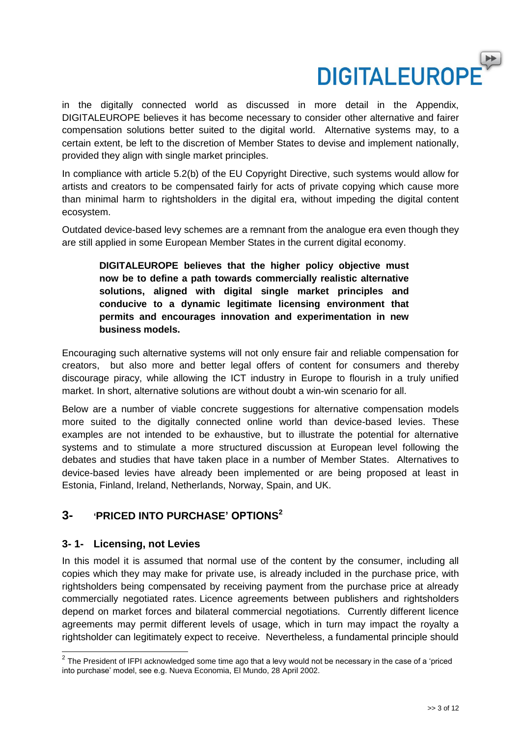in the digitally connected world as discussed in more detail in the Appendix, DIGITALEUROPE believes it has become necessary to consider other alternative and fairer compensation solutions better suited to the digital world. Alternative systems may, to a certain extent, be left to the discretion of Member States to devise and implement nationally, provided they align with single market principles.

In compliance with article 5.2(b) of the EU Copyright Directive, such systems would allow for artists and creators to be compensated fairly for acts of private copying which cause more than minimal harm to rightsholders in the digital era, without impeding the digital content ecosystem.

Outdated device-based levy schemes are a remnant from the analogue era even though they are still applied in some European Member States in the current digital economy.

> **DIGITALEUROPE believes that the higher policy objective must now be to define a path towards commercially realistic alternative solutions, aligned with digital single market principles and conducive to a dynamic legitimate licensing environment that permits and encourages innovation and experimentation in new business models.**

Encouraging such alternative systems will not only ensure fair and reliable compensation for creators, but also more and better legal offers of content for consumers and thereby discourage piracy, while allowing the ICT industry in Europe to flourish in a truly unified market. In short, alternative solutions are without doubt a win-win scenario for all.

Below are a number of viable concrete suggestions for alternative compensation models more suited to the digitally connected online world than device-based levies. These examples are not intended to be exhaustive, but to illustrate the potential for alternative systems and to stimulate a more structured discussion at European level following the debates and studies that have taken place in a number of Member States. Alternatives to device-based levies have already been implemented or are being proposed at least in Estonia, Finland, Ireland, Netherlands, Norway, Spain, and UK.

## 3- 'PRICED INTO PURCHASE' OPTIONS[2]

### 3- 1- Licensing, not Levies

In this model it is assumed that normal use of the content by the consumer, including all copies which they may make for private use, is already included in the purchase price, with rightsholders being compensated by receiving payment from the purchase price at already commercially negotiated rates. Licence agreements between publishers and rightsholders depend on market forces and bilateral commercial negotiations. Currently different licence agreements may permit different levels of usage, which in turn may impact the royalty a rightsholder can legitimately expect to receive. Nevertheless, a fundamental principle should

---

[2] The President of IFPI acknowledged some time ago that a levy would not be necessary in the case of a 'priced into purchase' model, see e.g. Nueva Economia, El Mundo, 28 April 2002.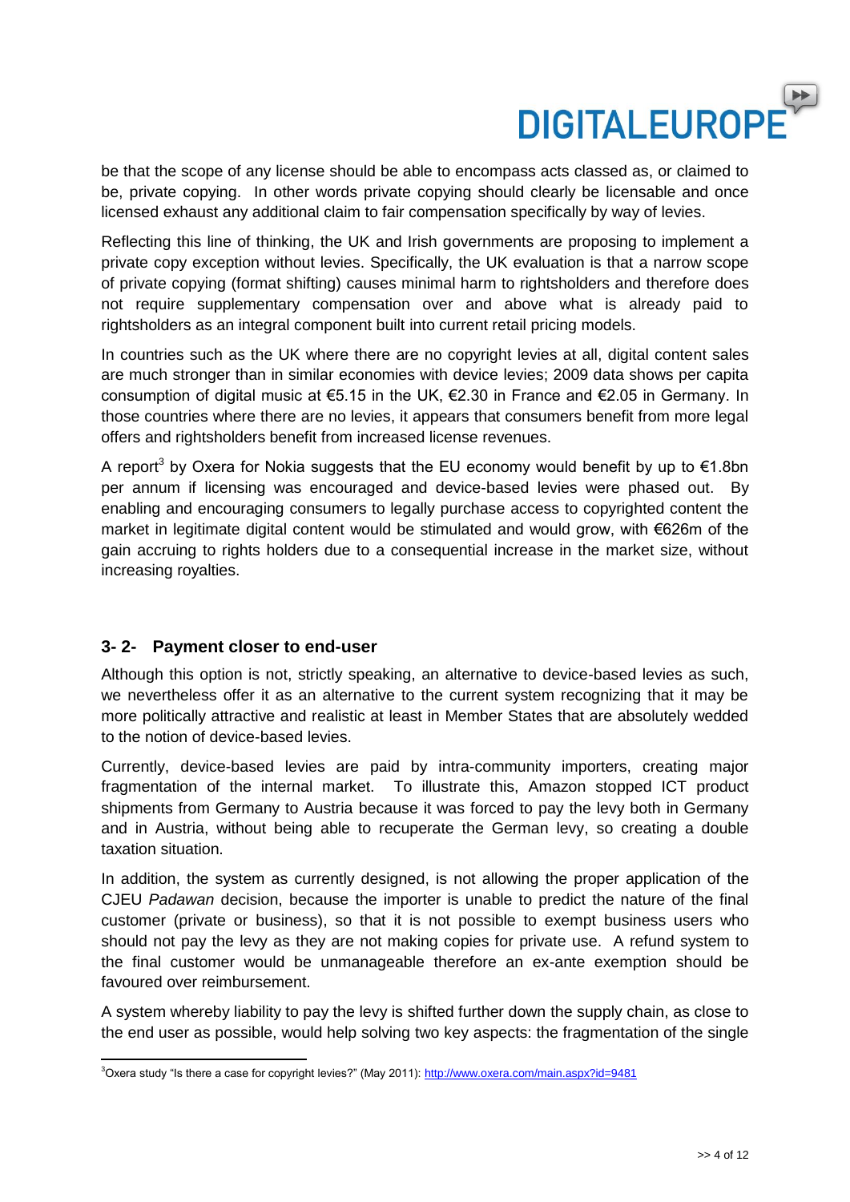be that the scope of any license should be able to encompass acts classed as, or claimed to be, private copying. In other words private copying should clearly be licensable and once licensed exhaust any additional claim to fair compensation specifically by way of levies.

Reflecting this line of thinking, the UK and Irish governments are proposing to implement a private copy exception without levies. Specifically, the UK evaluation is that a narrow scope of private copying (format shifting) causes minimal harm to rightsholders and therefore does not require supplementary compensation over and above what is already paid to rightsholders as an integral component built into current retail pricing models.

In countries such as the UK where there are no copyright levies at all, digital content sales are much stronger than in similar economies with device levies; 2009 data shows per capita consumption of digital music at €5.15 in the UK, €2.30 in France and €2.05 in Germany. In those countries where there are no levies, it appears that consumers benefit from more legal offers and rightsholders benefit from increased license revenues.

A report[3] by Oxera for Nokia suggests that the EU economy would benefit by up to €1.8bn per annum if licensing was encouraged and device-based levies were phased out. By enabling and encouraging consumers to legally purchase access to copyrighted content the market in legitimate digital content would be stimulated and would grow, with €626m of the gain accruing to rights holders due to a consequential increase in the market size, without increasing royalties.

### 3- 2- Payment closer to end-user

Although this option is not, strictly speaking, an alternative to device-based levies as such, we nevertheless offer it as an alternative to the current system recognizing that it may be more politically attractive and realistic at least in Member States that are absolutely wedded to the notion of device-based levies.

Currently, device-based levies are paid by intra-community importers, creating major fragmentation of the internal market. To illustrate this, Amazon stopped ICT product shipments from Germany to Austria because it was forced to pay the levy both in Germany and in Austria, without being able to recuperate the German levy, so creating a double taxation situation.

In addition, the system as currently designed, is not allowing the proper application of the CJEU *Padawan* decision, because the importer is unable to predict the nature of the final customer (private or business), so that it is not possible to exempt business users who should not pay the levy as they are not making copies for private use. A refund system to the final customer would be unmanageable therefore an ex-ante exemption should be favoured over reimbursement.

A system whereby liability to pay the levy is shifted further down the supply chain, as close to the end user as possible, would help solving two key aspects: the fragmentation of the single

---

[3] Oxera study "Is there a case for copyright levies?" (May 2011): http://www.oxera.com/main.aspx?id=9481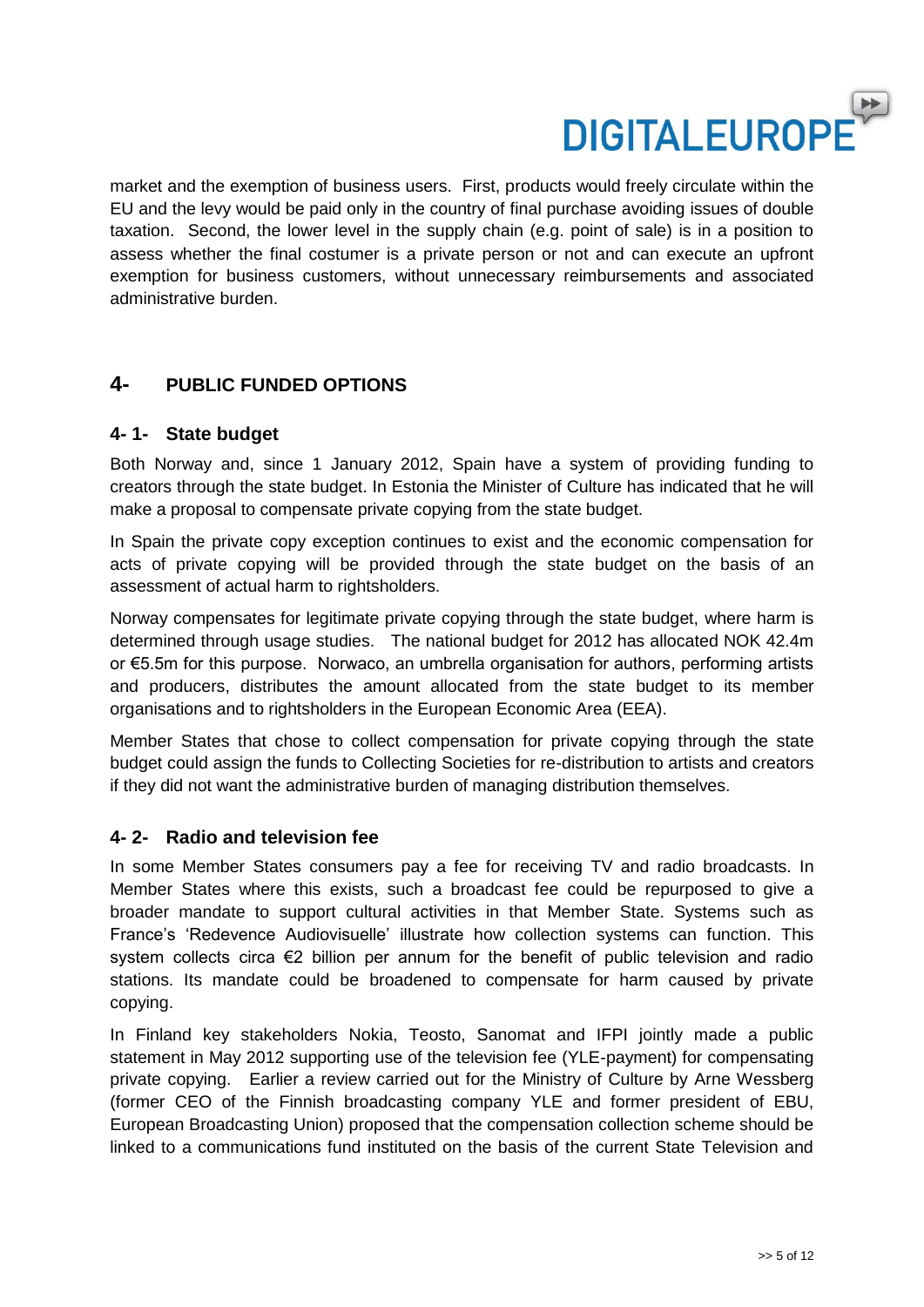market and the exemption of business users. First, products would freely circulate within the EU and the levy would be paid only in the country of final purchase avoiding issues of double taxation. Second, the lower level in the supply chain (e.g. point of sale) is in a position to assess whether the final costumer is a private person or not and can execute an upfront exemption for business customers, without unnecessary reimbursements and associated administrative burden.

## 4- PUBLIC FUNDED OPTIONS

### 4- 1- State budget

Both Norway and, since 1 January 2012, Spain have a system of providing funding to creators through the state budget. In Estonia the Minister of Culture has indicated that he will make a proposal to compensate private copying from the state budget.

In Spain the private copy exception continues to exist and the economic compensation for acts of private copying will be provided through the state budget on the basis of an assessment of actual harm to rightsholders.

Norway compensates for legitimate private copying through the state budget, where harm is determined through usage studies. The national budget for 2012 has allocated NOK 42.4m or €5.5m for this purpose. Norwaco, an umbrella organisation for authors, performing artists and producers, distributes the amount allocated from the state budget to its member organisations and to rightsholders in the European Economic Area (EEA).

Member States that chose to collect compensation for private copying through the state budget could assign the funds to Collecting Societies for re-distribution to artists and creators if they did not want the administrative burden of managing distribution themselves.

### 4- 2- Radio and television fee

In some Member States consumers pay a fee for receiving TV and radio broadcasts. In Member States where this exists, such a broadcast fee could be repurposed to give a broader mandate to support cultural activities in that Member State. Systems such as France's 'Redevence Audiovisuelle' illustrate how collection systems can function. This system collects circa €2 billion per annum for the benefit of public television and radio stations. Its mandate could be broadened to compensate for harm caused by private copying.

In Finland key stakeholders Nokia, Teosto, Sanomat and IFPI jointly made a public statement in May 2012 supporting use of the television fee (YLE-payment) for compensating private copying. Earlier a review carried out for the Ministry of Culture by Arne Wessberg (former CEO of the Finnish broadcasting company YLE and former president of EBU, European Broadcasting Union) proposed that the compensation collection scheme should be linked to a communications fund instituted on the basis of the current State Television and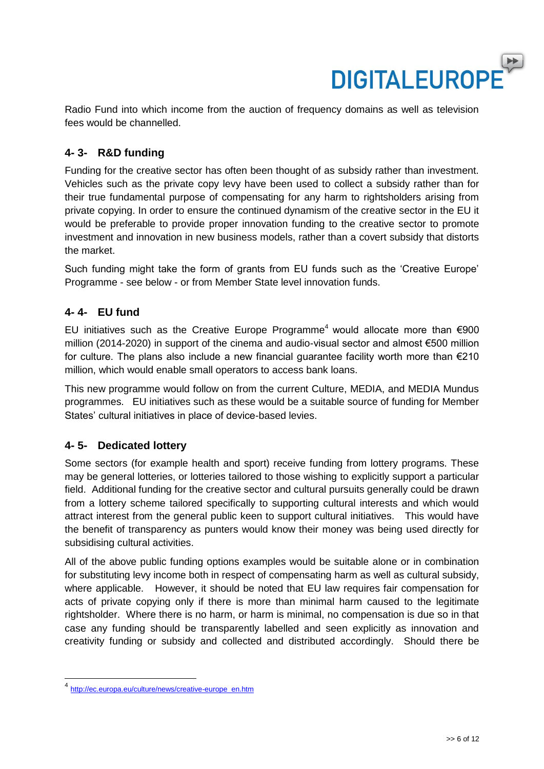Radio Fund into which income from the auction of frequency domains as well as television fees would be channelled.

### 4- 3- R&D funding

Funding for the creative sector has often been thought of as subsidy rather than investment. Vehicles such as the private copy levy have been used to collect a subsidy rather than for their true fundamental purpose of compensating for any harm to rightsholders arising from private copying. In order to ensure the continued dynamism of the creative sector in the EU it would be preferable to provide proper innovation funding to the creative sector to promote investment and innovation in new business models, rather than a covert subsidy that distorts the market.

Such funding might take the form of grants from EU funds such as the 'Creative Europe' Programme - see below - or from Member State level innovation funds.

### 4- 4- EU fund

EU initiatives such as the Creative Europe Programme[4] would allocate more than €900 million (2014-2020) in support of the cinema and audio-visual sector and almost €500 million for culture. The plans also include a new financial guarantee facility worth more than €210 million, which would enable small operators to access bank loans.

This new programme would follow on from the current Culture, MEDIA, and MEDIA Mundus programmes. EU initiatives such as these would be a suitable source of funding for Member States' cultural initiatives in place of device-based levies.

### 4- 5- Dedicated lottery

Some sectors (for example health and sport) receive funding from lottery programs. These may be general lotteries, or lotteries tailored to those wishing to explicitly support a particular field. Additional funding for the creative sector and cultural pursuits generally could be drawn from a lottery scheme tailored specifically to supporting cultural interests and which would attract interest from the general public keen to support cultural initiatives. This would have the benefit of transparency as punters would know their money was being used directly for subsidising cultural activities.

All of the above public funding options examples would be suitable alone or in combination for substituting levy income both in respect of compensating harm as well as cultural subsidy, where applicable. However, it should be noted that EU law requires fair compensation for acts of private copying only if there is more than minimal harm caused to the legitimate rightsholder. Where there is no harm, or harm is minimal, no compensation is due so in that case any funding should be transparently labelled and seen explicitly as innovation and creativity funding or subsidy and collected and distributed accordingly. Should there be

---

[4] http://ec.europa.eu/culture/news/creative-europe_en.htm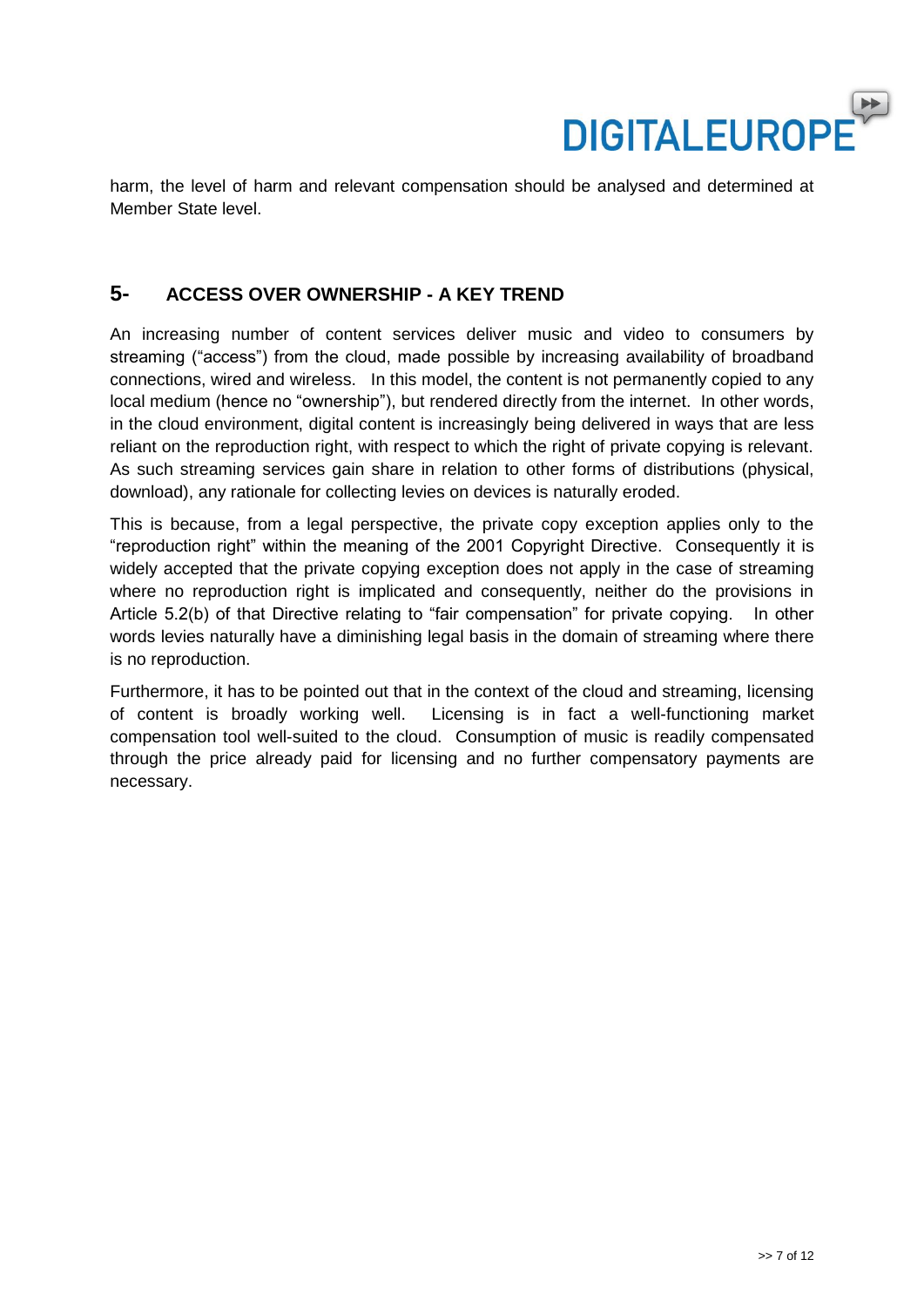harm, the level of harm and relevant compensation should be analysed and determined at Member State level.

## 5- ACCESS OVER OWNERSHIP - A KEY TREND

An increasing number of content services deliver music and video to consumers by streaming ("access") from the cloud, made possible by increasing availability of broadband connections, wired and wireless. In this model, the content is not permanently copied to any local medium (hence no "ownership"), but rendered directly from the internet. In other words, in the cloud environment, digital content is increasingly being delivered in ways that are less reliant on the reproduction right, with respect to which the right of private copying is relevant. As such streaming services gain share in relation to other forms of distributions (physical, download), any rationale for collecting levies on devices is naturally eroded.

This is because, from a legal perspective, the private copy exception applies only to the "reproduction right" within the meaning of the 2001 Copyright Directive. Consequently it is widely accepted that the private copying exception does not apply in the case of streaming where no reproduction right is implicated and consequently, neither do the provisions in Article 5.2(b) of that Directive relating to "fair compensation" for private copying. In other words levies naturally have a diminishing legal basis in the domain of streaming where there is no reproduction.

Furthermore, it has to be pointed out that in the context of the cloud and streaming, licensing of content is broadly working well. Licensing is in fact a well-functioning market compensation tool well-suited to the cloud. Consumption of music is readily compensated through the price already paid for licensing and no further compensatory payments are necessary.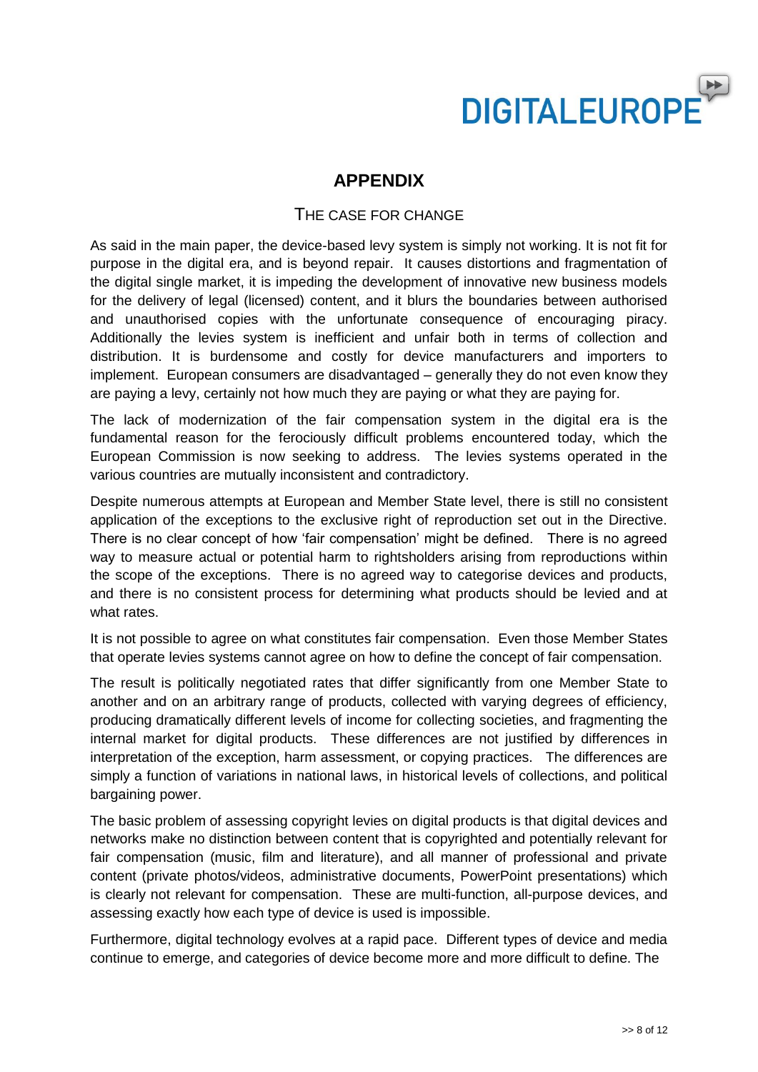## APPENDIX

### THE CASE FOR CHANGE

As said in the main paper, the device-based levy system is simply not working. It is not fit for purpose in the digital era, and is beyond repair. It causes distortions and fragmentation of the digital single market, it is impeding the development of innovative new business models for the delivery of legal (licensed) content, and it blurs the boundaries between authorised and unauthorised copies with the unfortunate consequence of encouraging piracy. Additionally the levies system is inefficient and unfair both in terms of collection and distribution. It is burdensome and costly for device manufacturers and importers to implement. European consumers are disadvantaged – generally they do not even know they are paying a levy, certainly not how much they are paying or what they are paying for.

The lack of modernization of the fair compensation system in the digital era is the fundamental reason for the ferociously difficult problems encountered today, which the European Commission is now seeking to address. The levies systems operated in the various countries are mutually inconsistent and contradictory.

Despite numerous attempts at European and Member State level, there is still no consistent application of the exceptions to the exclusive right of reproduction set out in the Directive. There is no clear concept of how 'fair compensation' might be defined. There is no agreed way to measure actual or potential harm to rightsholders arising from reproductions within the scope of the exceptions. There is no agreed way to categorise devices and products, and there is no consistent process for determining what products should be levied and at what rates.

It is not possible to agree on what constitutes fair compensation. Even those Member States that operate levies systems cannot agree on how to define the concept of fair compensation.

The result is politically negotiated rates that differ significantly from one Member State to another and on an arbitrary range of products, collected with varying degrees of efficiency, producing dramatically different levels of income for collecting societies, and fragmenting the internal market for digital products. These differences are not justified by differences in interpretation of the exception, harm assessment, or copying practices. The differences are simply a function of variations in national laws, in historical levels of collections, and political bargaining power.

The basic problem of assessing copyright levies on digital products is that digital devices and networks make no distinction between content that is copyrighted and potentially relevant for fair compensation (music, film and literature), and all manner of professional and private content (private photos/videos, administrative documents, PowerPoint presentations) which is clearly not relevant for compensation. These are multi-function, all-purpose devices, and assessing exactly how each type of device is used is impossible.

Furthermore, digital technology evolves at a rapid pace. Different types of device and media continue to emerge, and categories of device become more and more difficult to define. The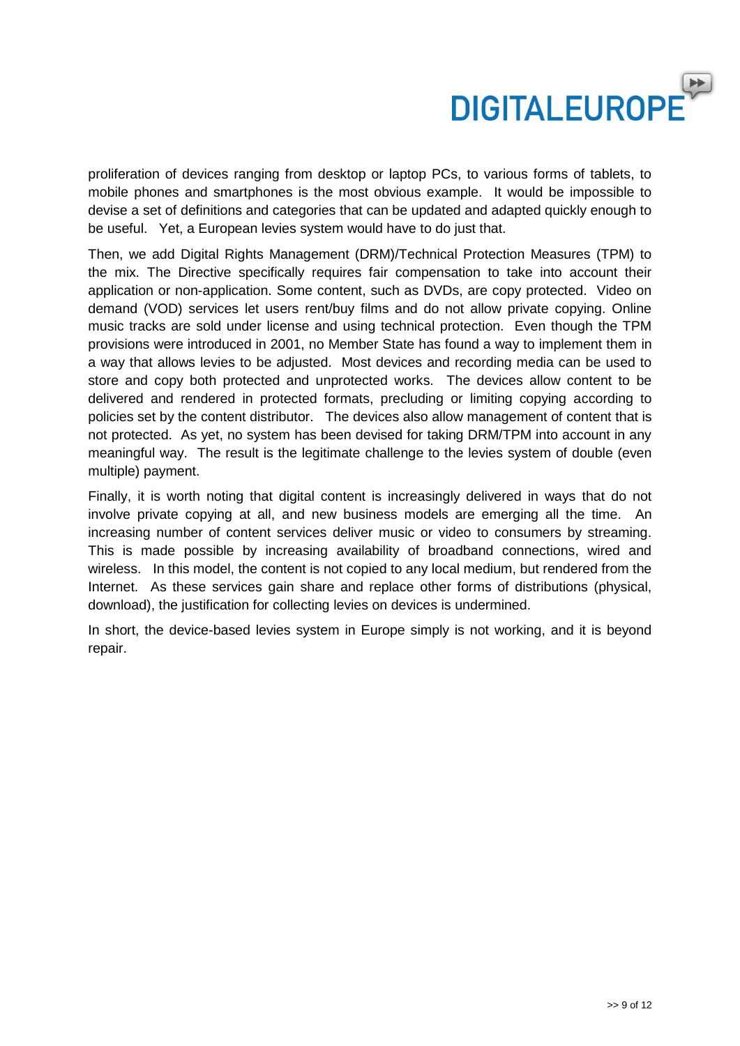proliferation of devices ranging from desktop or laptop PCs, to various forms of tablets, to mobile phones and smartphones is the most obvious example. It would be impossible to devise a set of definitions and categories that can be updated and adapted quickly enough to be useful. Yet, a European levies system would have to do just that.

Then, we add Digital Rights Management (DRM)/Technical Protection Measures (TPM) to the mix. The Directive specifically requires fair compensation to take into account their application or non-application. Some content, such as DVDs, are copy protected. Video on demand (VOD) services let users rent/buy films and do not allow private copying. Online music tracks are sold under license and using technical protection. Even though the TPM provisions were introduced in 2001, no Member State has found a way to implement them in a way that allows levies to be adjusted. Most devices and recording media can be used to store and copy both protected and unprotected works. The devices allow content to be delivered and rendered in protected formats, precluding or limiting copying according to policies set by the content distributor. The devices also allow management of content that is not protected. As yet, no system has been devised for taking DRM/TPM into account in any meaningful way. The result is the legitimate challenge to the levies system of double (even multiple) payment.

Finally, it is worth noting that digital content is increasingly delivered in ways that do not involve private copying at all, and new business models are emerging all the time. An increasing number of content services deliver music or video to consumers by streaming. This is made possible by increasing availability of broadband connections, wired and wireless. In this model, the content is not copied to any local medium, but rendered from the Internet. As these services gain share and replace other forms of distributions (physical, download), the justification for collecting levies on devices is undermined.

In short, the device-based levies system in Europe simply is not working, and it is beyond repair.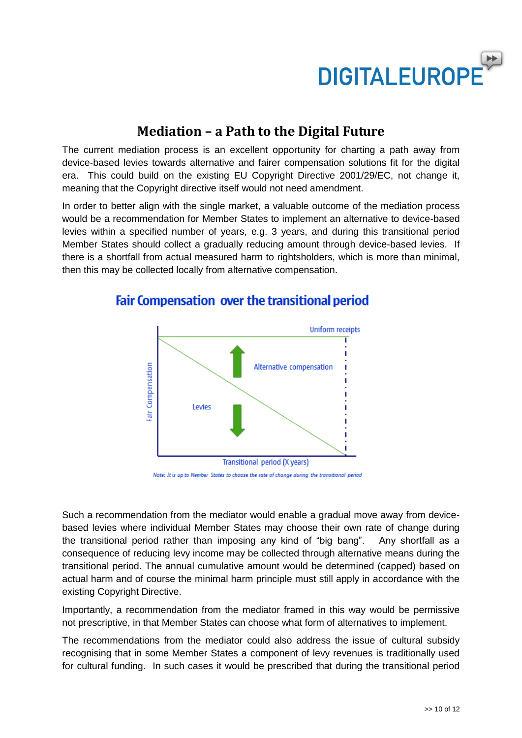## Mediation – a Path to the Digital Future

The current mediation process is an excellent opportunity for charting a path away from device-based levies towards alternative and fairer compensation solutions fit for the digital era. This could build on the existing EU Copyright Directive 2001/29/EC, not change it, meaning that the Copyright directive itself would not need amendment.

In order to better align with the single market, a valuable outcome of the mediation process would be a recommendation for Member States to implement an alternative to device-based levies within a specified number of years, e.g. 3 years, and during this transitional period Member States should collect a gradually reducing amount through device-based levies. If there is a shortfall from actual measured harm to rightsholders, which is more than minimal, then this may be collected locally from alternative compensation.

**Fair Compensation over the transitional period**

Uniform receipts

Alternative compensation

Levies

Fair Compensation

Transitional period (X years)

*Note: It is up to Member States to choose the rate of change during the transitional period*

Such a recommendation from the mediator would enable a gradual move away from device-based levies where individual Member States may choose their own rate of change during the transitional period rather than imposing any kind of "big bang". Any shortfall as a consequence of reducing levy income may be collected through alternative means during the transitional period. The annual cumulative amount would be determined (capped) based on actual harm and of course the minimal harm principle must still apply in accordance with the existing Copyright Directive.

Importantly, a recommendation from the mediator framed in this way would be permissive not prescriptive, in that Member States can choose what form of alternatives to implement.

The recommendations from the mediator could also address the issue of cultural subsidy recognising that in some Member States a component of levy revenues is traditionally used for cultural funding. In such cases it would be prescribed that during the transitional period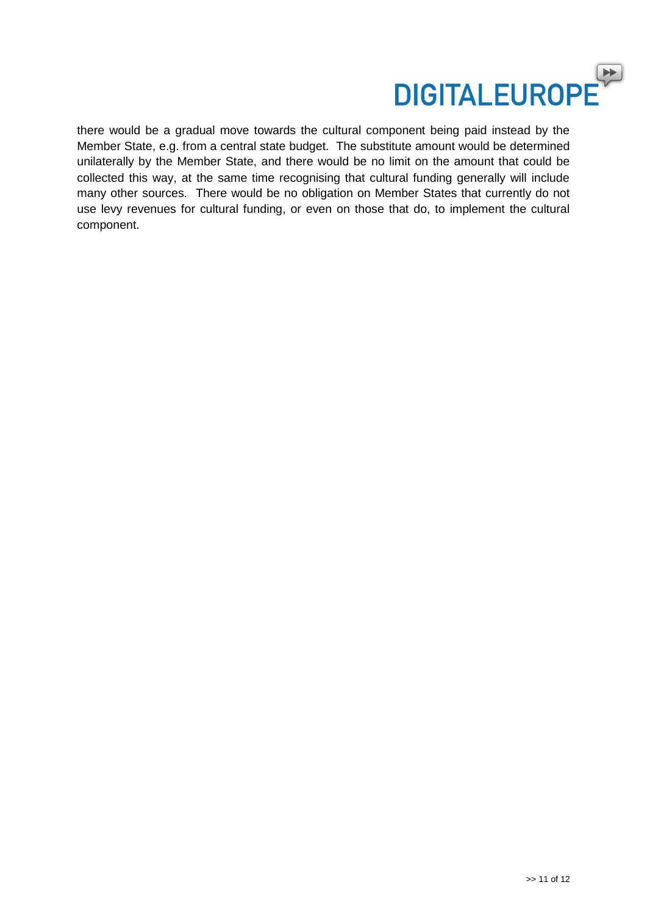there would be a gradual move towards the cultural component being paid instead by the Member State, e.g. from a central state budget. The substitute amount would be determined unilaterally by the Member State, and there would be no limit on the amount that could be collected this way, at the same time recognising that cultural funding generally will include many other sources. There would be no obligation on Member States that currently do not use levy revenues for cultural funding, or even on those that do, to implement the cultural component.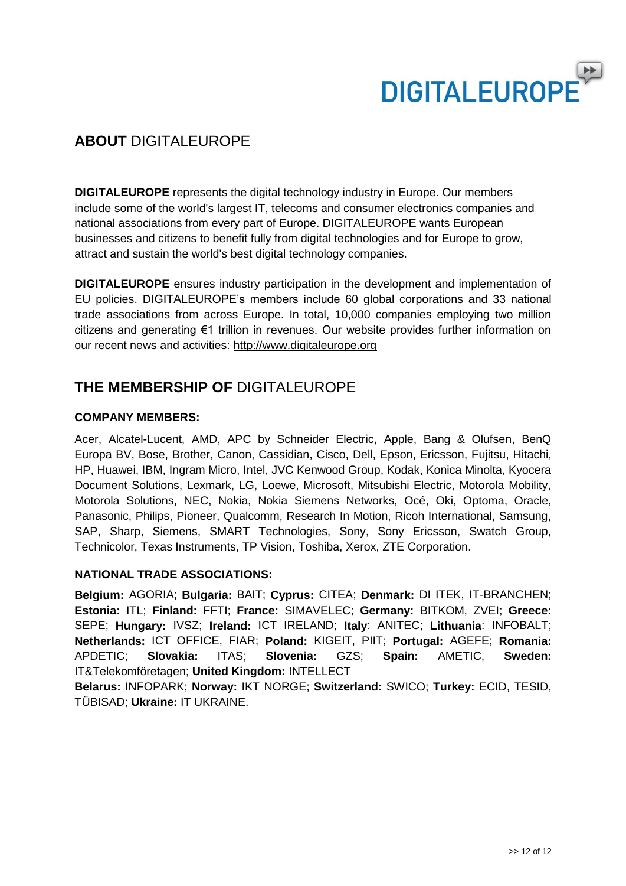## **ABOUT** DIGITALEUROPE

**DIGITALEUROPE** represents the digital technology industry in Europe. Our members include some of the world's largest IT, telecoms and consumer electronics companies and national associations from every part of Europe. DIGITALEUROPE wants European businesses and citizens to benefit fully from digital technologies and for Europe to grow, attract and sustain the world's best digital technology companies.

**DIGITALEUROPE** ensures industry participation in the development and implementation of EU policies. DIGITALEUROPE's members include 60 global corporations and 33 national trade associations from across Europe. In total, 10,000 companies employing two million citizens and generating €1 trillion in revenues. Our website provides further information on our recent news and activities: http://www.digitaleurope.org

## **THE MEMBERSHIP OF** DIGITALEUROPE

### **COMPANY MEMBERS:**

Acer, Alcatel-Lucent, AMD, APC by Schneider Electric, Apple, Bang & Olufsen, BenQ Europa BV, Bose, Brother, Canon, Cassidian, Cisco, Dell, Epson, Ericsson, Fujitsu, Hitachi, HP, Huawei, IBM, Ingram Micro, Intel, JVC Kenwood Group, Kodak, Konica Minolta, Kyocera Document Solutions, Lexmark, LG, Loewe, Microsoft, Mitsubishi Electric, Motorola Mobility, Motorola Solutions, NEC, Nokia, Nokia Siemens Networks, Océ, Oki, Optoma, Oracle, Panasonic, Philips, Pioneer, Qualcomm, Research In Motion, Ricoh International, Samsung, SAP, Sharp, Siemens, SMART Technologies, Sony, Sony Ericsson, Swatch Group, Technicolor, Texas Instruments, TP Vision, Toshiba, Xerox, ZTE Corporation.

### **NATIONAL TRADE ASSOCIATIONS:**

**Belgium:** AGORIA; **Bulgaria:** BAIT; **Cyprus:** CITEA; **Denmark:** DI ITEK, IT-BRANCHEN; **Estonia:** ITL; **Finland:** FFTI; **France:** SIMAVELEC; **Germany:** BITKOM, ZVEI; **Greece:** SEPE; **Hungary:** IVSZ; **Ireland:** ICT IRELAND; **Italy**: ANITEC; **Lithuania**: INFOBALT; **Netherlands:** ICT OFFICE, FIAR; **Poland:** KIGEIT, PIIT; **Portugal:** AGEFE; **Romania:** APDETIC; **Slovakia:** ITAS; **Slovenia:** GZS; **Spain:** AMETIC, **Sweden:** IT&Telekomföretagen; **United Kingdom:** INTELLECT

**Belarus:** INFOPARK; **Norway:** IKT NORGE; **Switzerland:** SWICO; **Turkey:** ECID, TESID, TÜBISAD; **Ukraine:** IT UKRAINE.